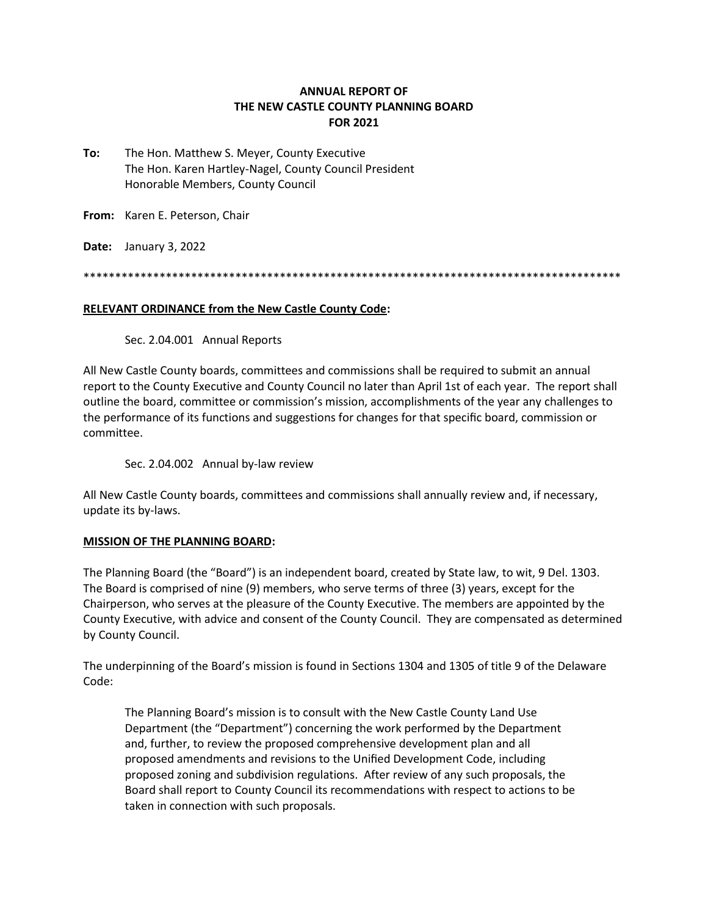# ANNUAL REPORT OF
# THE NEW CASTLE COUNTY PLANNING BOARD
# FOR 2021

**To:** The Hon. Matthew S. Meyer, County Executive
The Hon. Karen Hartley-Nagel, County Council President
Honorable Members, County Council

**From:** Karen E. Peterson, Chair

**Date:** January 3, 2022

*****************************************************************************************

**RELEVANT ORDINANCE from the New Castle County Code:**

Sec. 2.04.001 Annual Reports

All New Castle County boards, committees and commissions shall be required to submit an annual report to the County Executive and County Council no later than April 1st of each year. The report shall outline the board, committee or commission's mission, accomplishments of the year any challenges to the performance of its functions and suggestions for changes for that specific board, commission or committee.

Sec. 2.04.002 Annual by-law review

All New Castle County boards, committees and commissions shall annually review and, if necessary, update its by-laws.

**MISSION OF THE PLANNING BOARD:**

The Planning Board (the "Board") is an independent board, created by State law, to wit, 9 Del. 1303. The Board is comprised of nine (9) members, who serve terms of three (3) years, except for the Chairperson, who serves at the pleasure of the County Executive. The members are appointed by the County Executive, with advice and consent of the County Council. They are compensated as determined by County Council.

The underpinning of the Board's mission is found in Sections 1304 and 1305 of title 9 of the Delaware Code:

> The Planning Board's mission is to consult with the New Castle County Land Use Department (the "Department") concerning the work performed by the Department and, further, to review the proposed comprehensive development plan and all proposed amendments and revisions to the Unified Development Code, including proposed zoning and subdivision regulations. After review of any such proposals, the Board shall report to County Council its recommendations with respect to actions to be taken in connection with such proposals.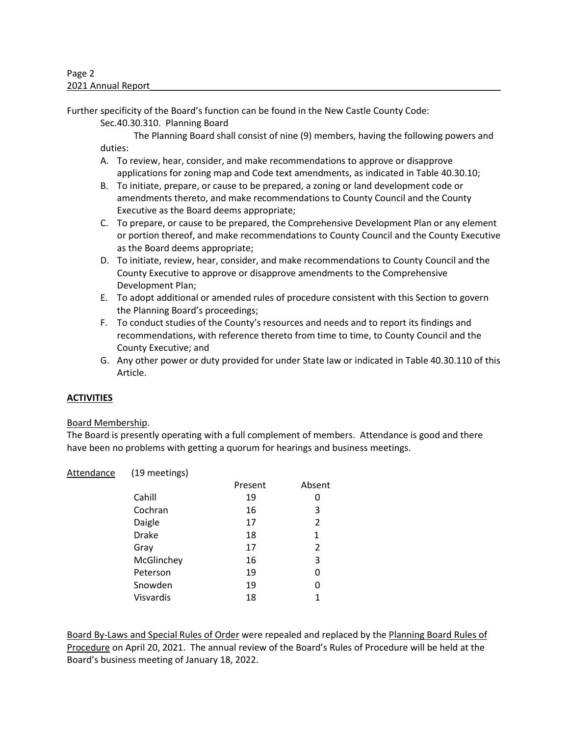Further specificity of the Board's function can be found in the New Castle County Code:

Sec.40.30.310. Planning Board

The Planning Board shall consist of nine (9) members, having the following powers and duties:

A. To review, hear, consider, and make recommendations to approve or disapprove applications for zoning map and Code text amendments, as indicated in Table 40.30.10;
B. To initiate, prepare, or cause to be prepared, a zoning or land development code or amendments thereto, and make recommendations to County Council and the County Executive as the Board deems appropriate;
C. To prepare, or cause to be prepared, the Comprehensive Development Plan or any element or portion thereof, and make recommendations to County Council and the County Executive as the Board deems appropriate;
D. To initiate, review, hear, consider, and make recommendations to County Council and the County Executive to approve or disapprove amendments to the Comprehensive Development Plan;
E. To adopt additional or amended rules of procedure consistent with this Section to govern the Planning Board's proceedings;
F. To conduct studies of the County's resources and needs and to report its findings and recommendations, with reference thereto from time to time, to County Council and the County Executive; and
G. Any other power or duty provided for under State law or indicated in Table 40.30.110 of this Article.

## ACTIVITIES

Board Membership.

The Board is presently operating with a full complement of members. Attendance is good and there have been no problems with getting a quorum for hearings and business meetings.

Attendance (19 meetings)

| | Present | Absent |
|---|---|---|
| Cahill | 19 | 0 |
| Cochran | 16 | 3 |
| Daigle | 17 | 2 |
| Drake | 18 | 1 |
| Gray | 17 | 2 |
| McGlinchey | 16 | 3 |
| Peterson | 19 | 0 |
| Snowden | 19 | 0 |
| Visvardis | 18 | 1 |

Board By-Laws and Special Rules of Order were repealed and replaced by the Planning Board Rules of Procedure on April 20, 2021. The annual review of the Board's Rules of Procedure will be held at the Board's business meeting of January 18, 2022.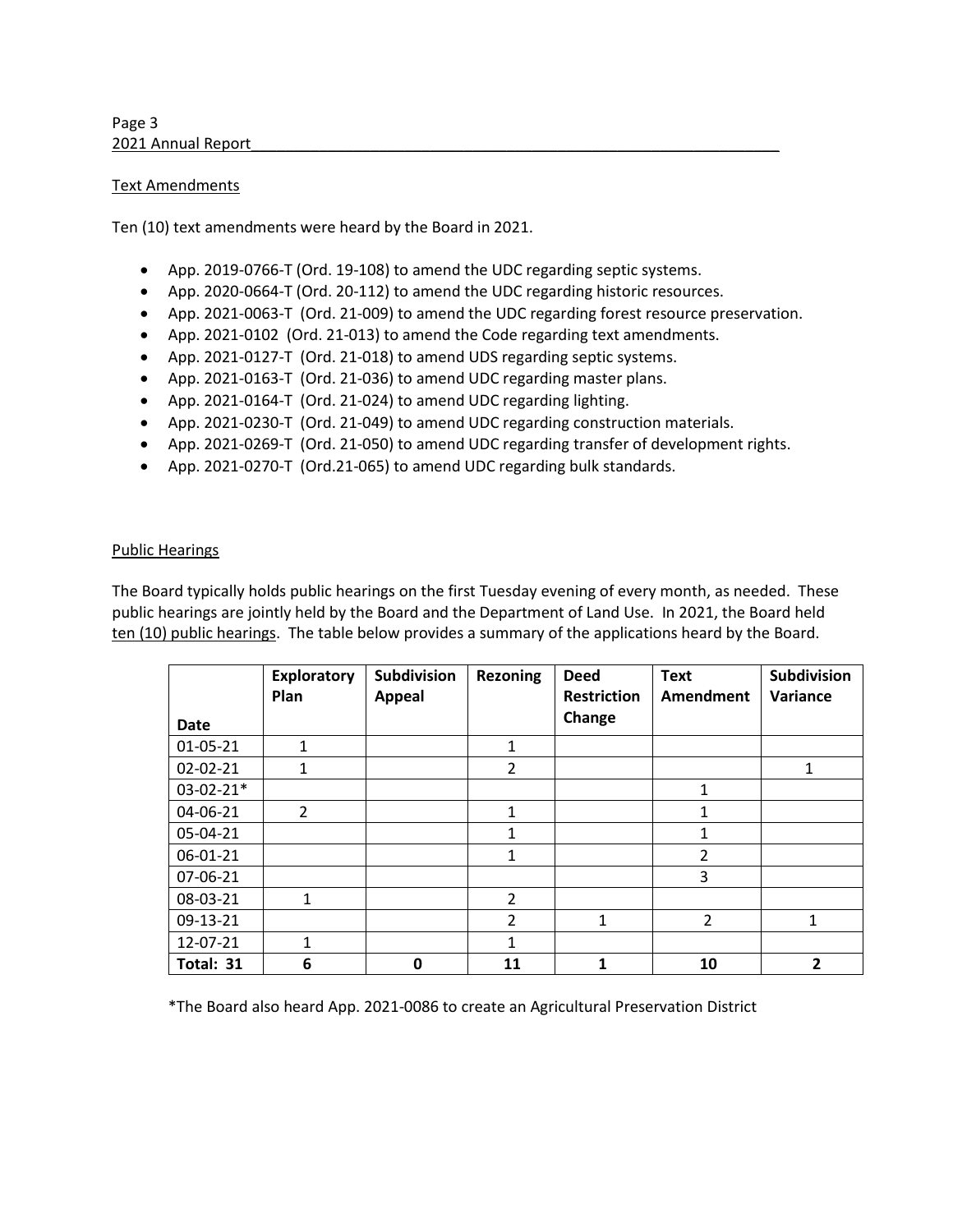## Text Amendments

Ten (10) text amendments were heard by the Board in 2021.

- App. 2019-0766-T (Ord. 19-108) to amend the UDC regarding septic systems.
- App. 2020-0664-T (Ord. 20-112) to amend the UDC regarding historic resources.
- App. 2021-0063-T (Ord. 21-009) to amend the UDC regarding forest resource preservation.
- App. 2021-0102 (Ord. 21-013) to amend the Code regarding text amendments.
- App. 2021-0127-T (Ord. 21-018) to amend UDS regarding septic systems.
- App. 2021-0163-T (Ord. 21-036) to amend UDC regarding master plans.
- App. 2021-0164-T (Ord. 21-024) to amend UDC regarding lighting.
- App. 2021-0230-T (Ord. 21-049) to amend UDC regarding construction materials.
- App. 2021-0269-T (Ord. 21-050) to amend UDC regarding transfer of development rights.
- App. 2021-0270-T (Ord.21-065) to amend UDC regarding bulk standards.

## Public Hearings

The Board typically holds public hearings on the first Tuesday evening of every month, as needed. These public hearings are jointly held by the Board and the Department of Land Use. In 2021, the Board held ten (10) public hearings. The table below provides a summary of the applications heard by the Board.

| Date | Exploratory Plan | Subdivision Appeal | Rezoning | Deed Restriction Change | Text Amendment | Subdivision Variance |
|---|---|---|---|---|---|---|
| 01-05-21 | 1 | | 1 | | | |
| 02-02-21 | 1 | | 2 | | | 1 |
| 03-02-21* | | | | | 1 | |
| 04-06-21 | 2 | | 1 | | 1 | |
| 05-04-21 | | | 1 | | 1 | |
| 06-01-21 | | | 1 | | 2 | |
| 07-06-21 | | | | | 3 | |
| 08-03-21 | 1 | | 2 | | | |
| 09-13-21 | | | 2 | 1 | 2 | 1 |
| 12-07-21 | 1 | | 1 | | | |
| **Total: 31** | **6** | **0** | **11** | **1** | **10** | **2** |

*The Board also heard App. 2021-0086 to create an Agricultural Preservation District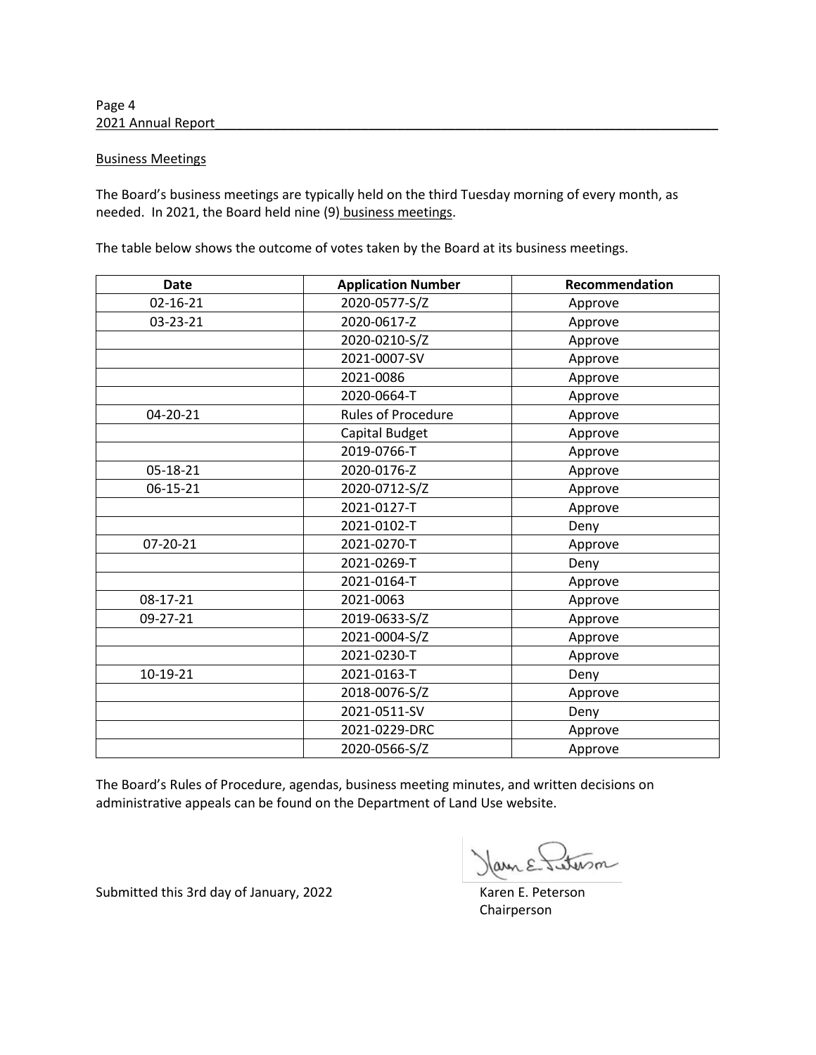Business Meetings

The Board's business meetings are typically held on the third Tuesday morning of every month, as needed. In 2021, the Board held nine (9) business meetings.

The table below shows the outcome of votes taken by the Board at its business meetings.

| Date | Application Number | Recommendation |
|---|---|---|
| 02-16-21 | 2020-0577-S/Z | Approve |
| 03-23-21 | 2020-0617-Z | Approve |
| | 2020-0210-S/Z | Approve |
| | 2021-0007-SV | Approve |
| | 2021-0086 | Approve |
| | 2020-0664-T | Approve |
| 04-20-21 | Rules of Procedure | Approve |
| | Capital Budget | Approve |
| | 2019-0766-T | Approve |
| 05-18-21 | 2020-0176-Z | Approve |
| 06-15-21 | 2020-0712-S/Z | Approve |
| | 2021-0127-T | Approve |
| | 2021-0102-T | Deny |
| 07-20-21 | 2021-0270-T | Approve |
| | 2021-0269-T | Deny |
| | 2021-0164-T | Approve |
| 08-17-21 | 2021-0063 | Approve |
| 09-27-21 | 2019-0633-S/Z | Approve |
| | 2021-0004-S/Z | Approve |
| | 2021-0230-T | Approve |
| 10-19-21 | 2021-0163-T | Deny |
| | 2018-0076-S/Z | Approve |
| | 2021-0511-SV | Deny |
| | 2021-0229-DRC | Approve |
| | 2020-0566-S/Z | Approve |

The Board's Rules of Procedure, agendas, business meeting minutes, and written decisions on administrative appeals can be found on the Department of Land Use website.

Submitted this 3rd day of January, 2022

Karen E. Peterson
Chairperson